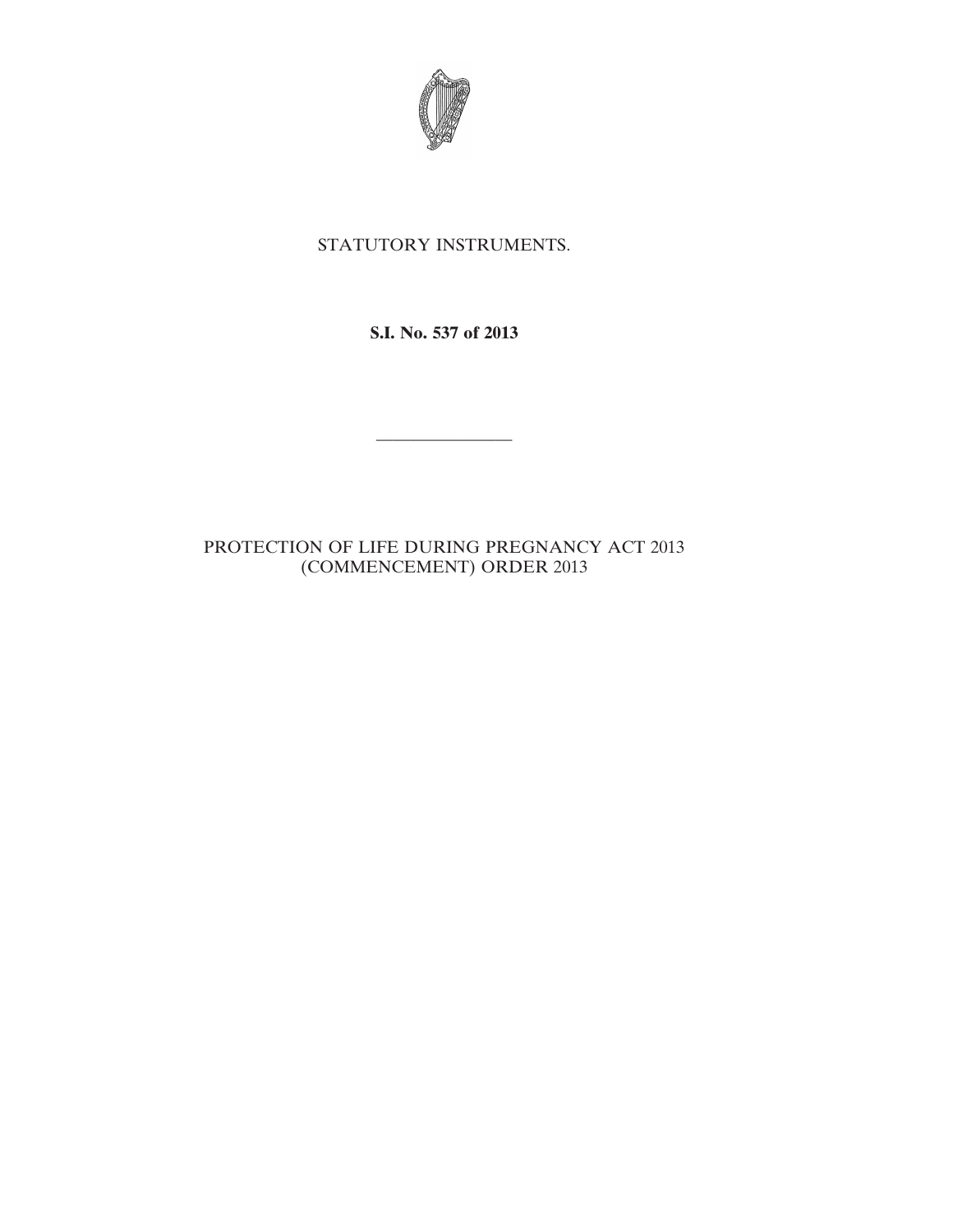STATUTORY INSTRUMENTS.

**S.I. No. 537 of 2013**

---

PROTECTION OF LIFE DURING PREGNANCY ACT 2013 (COMMENCEMENT) ORDER 2013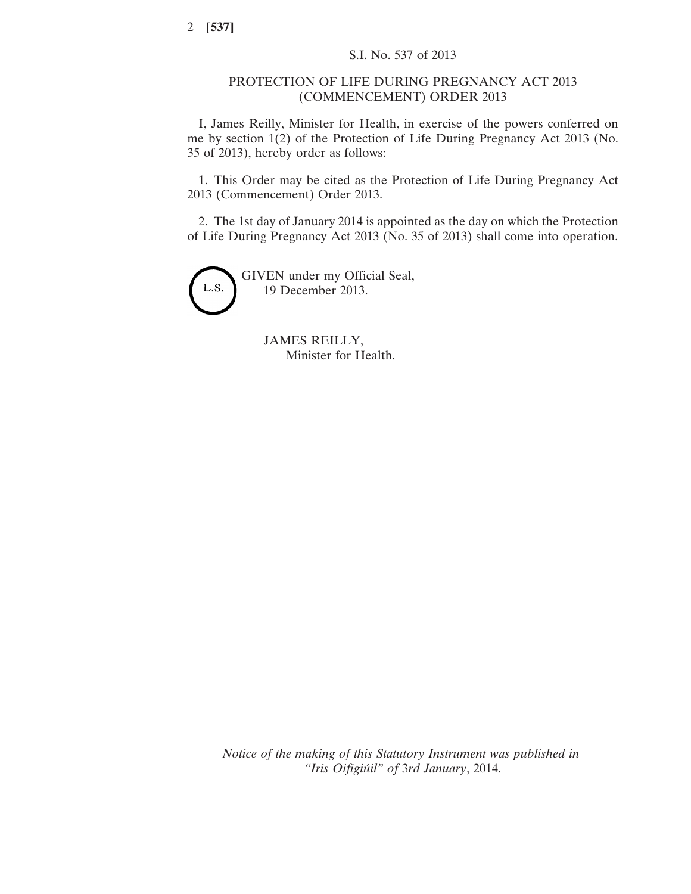S.I. No. 537 of 2013

# PROTECTION OF LIFE DURING PREGNANCY ACT 2013 (COMMENCEMENT) ORDER 2013

I, James Reilly, Minister for Health, in exercise of the powers conferred on me by section 1(2) of the Protection of Life During Pregnancy Act 2013 (No. 35 of 2013), hereby order as follows:

1. This Order may be cited as the Protection of Life During Pregnancy Act 2013 (Commencement) Order 2013.

2. The 1st day of January 2014 is appointed as the day on which the Protection of Life During Pregnancy Act 2013 (No. 35 of 2013) shall come into operation.

L.S.

GIVEN under my Official Seal,
19 December 2013.

JAMES REILLY,
Minister for Health.

*Notice of the making of this Statutory Instrument was published in "Iris Oifigiúil" of 3rd January*, 2014.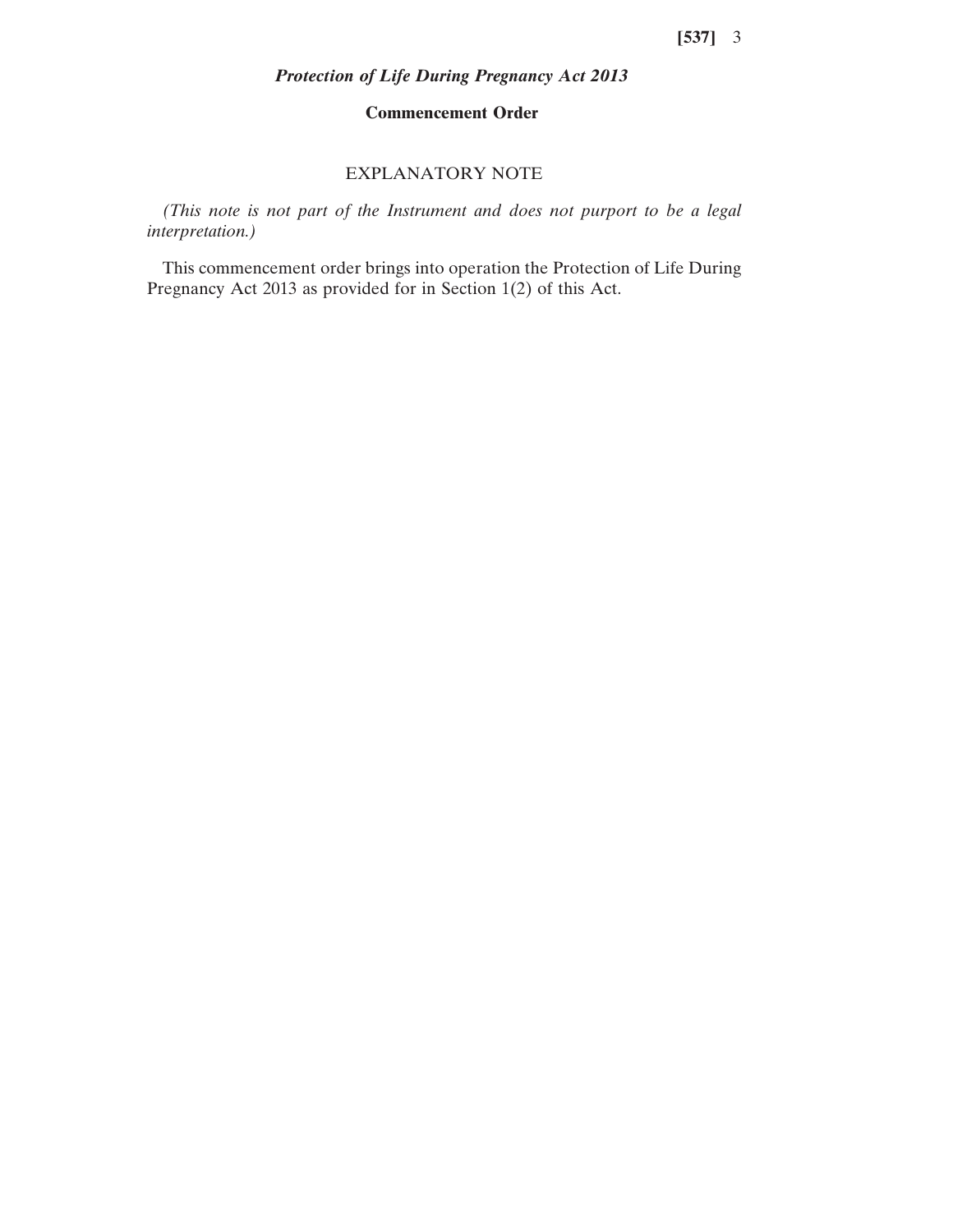***Protection of Life During Pregnancy Act 2013***

**Commencement Order**

EXPLANATORY NOTE

*(This note is not part of the Instrument and does not purport to be a legal interpretation.)*

This commencement order brings into operation the Protection of Life During Pregnancy Act 2013 as provided for in Section 1(2) of this Act.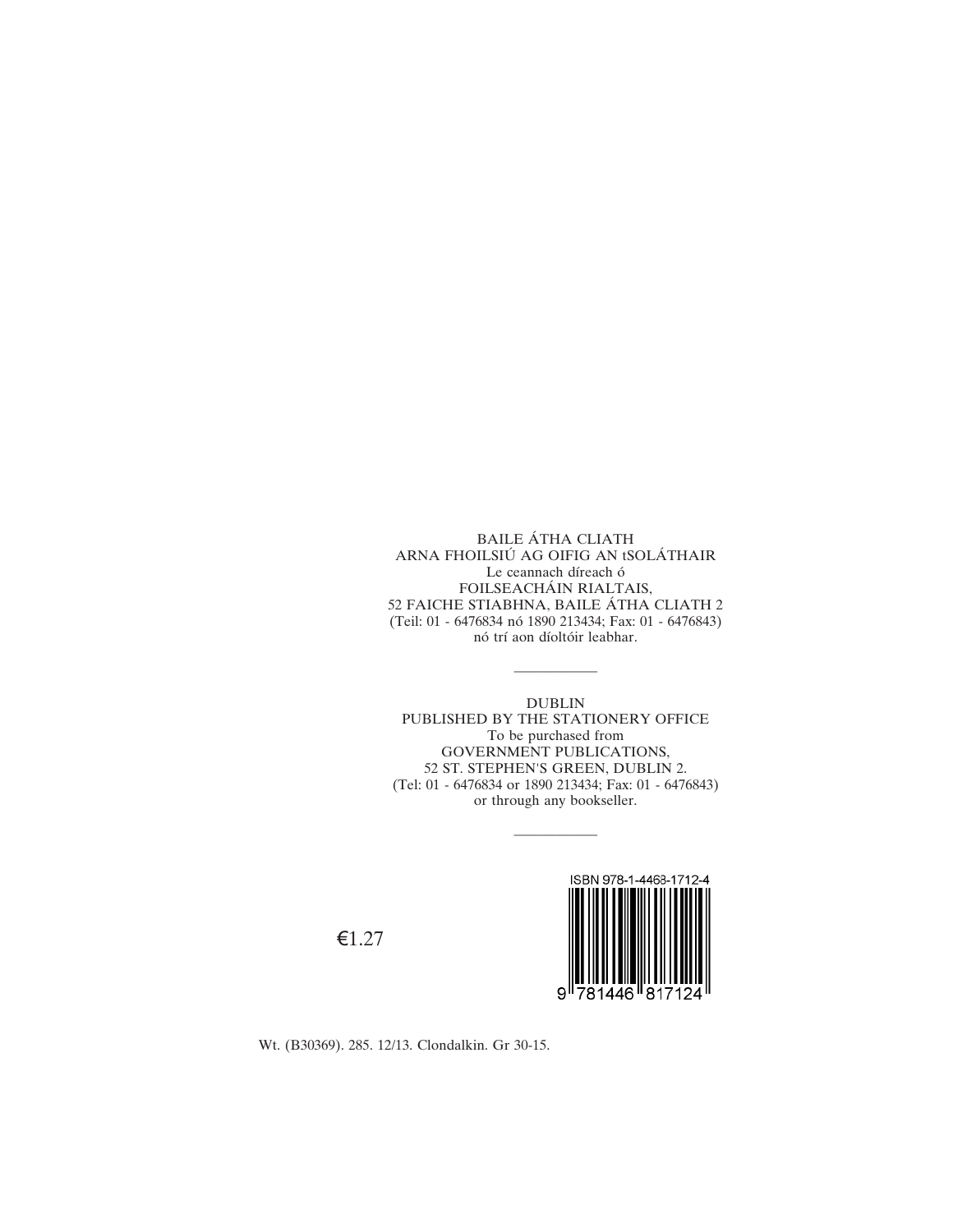BAILE ÁTHA CLIATH
ARNA FHOILSIÚ AG OIFIG AN tSOLÁTHAIR
Le ceannach díreach ó
FOILSEACHÁIN RIALTAIS,
52 FAICHE STIABHNA, BAILE ÁTHA CLIATH 2
(Teil: 01 - 6476834 nó 1890 213434; Fax: 01 - 6476843)
nó trí aon díoltóir leabhar.

---

DUBLIN
PUBLISHED BY THE STATIONERY OFFICE
To be purchased from
GOVERNMENT PUBLICATIONS,
52 ST. STEPHEN'S GREEN, DUBLIN 2.
(Tel: 01 - 6476834 or 1890 213434; Fax: 01 - 6476843)
or through any bookseller.

---

ISBN 978-1-4468-1712-4

9 781446 817124

€1.27

Wt. (B30369). 285. 12/13. Clondalkin. Gr 30-15.